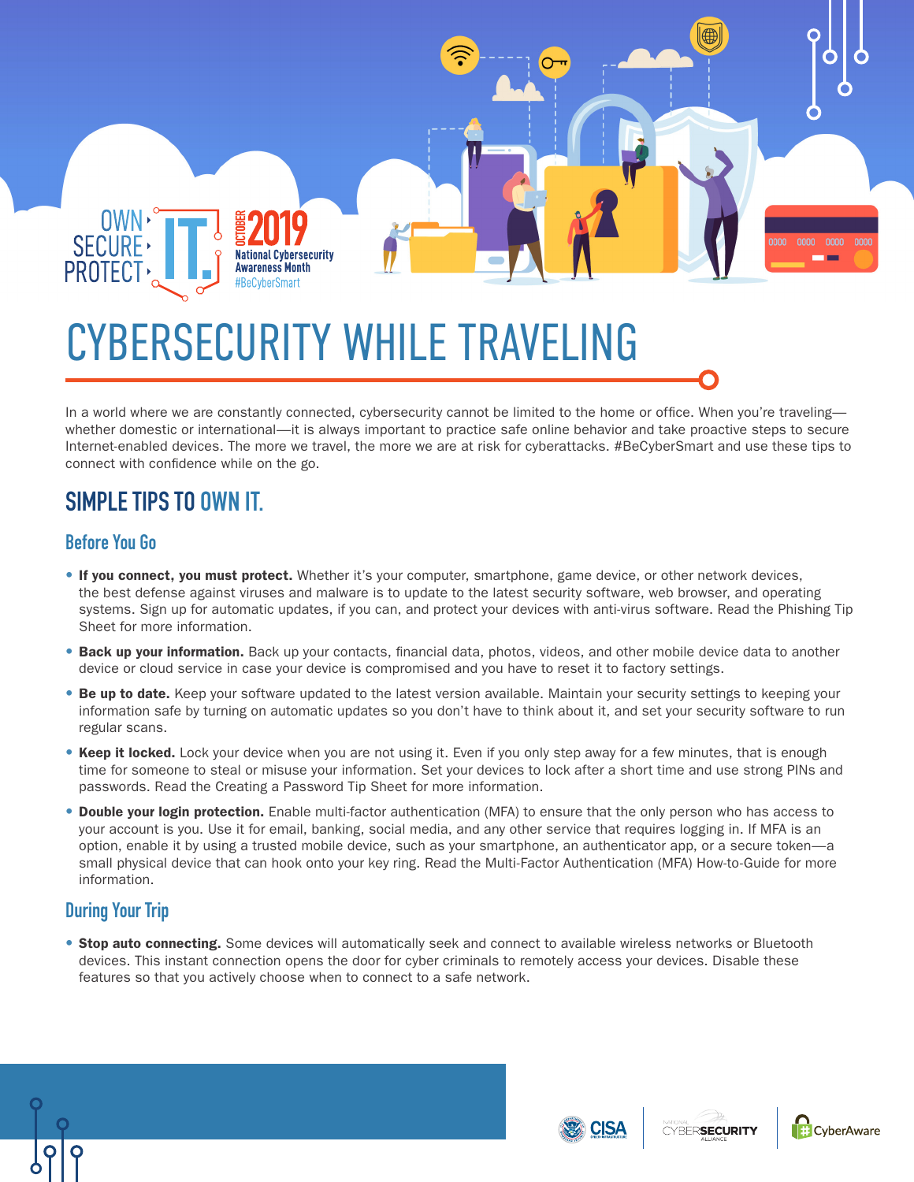OWN › SECURE › PROTECT › IT.

OCTOBER 2019 National Cybersecurity Awareness Month #BeCyberSmart

# CYBERSECURITY WHILE TRAVELING

In a world where we are constantly connected, cybersecurity cannot be limited to the home or office. When you're traveling—whether domestic or international—it is always important to practice safe online behavior and take proactive steps to secure Internet-enabled devices. The more we travel, the more we are at risk for cyberattacks. #BeCyberSmart and use these tips to connect with confidence while on the go.

## SIMPLE TIPS TO OWN IT.

### Before You Go

- **If you connect, you must protect.** Whether it's your computer, smartphone, game device, or other network devices, the best defense against viruses and malware is to update to the latest security software, web browser, and operating systems. Sign up for automatic updates, if you can, and protect your devices with anti-virus software. Read the Phishing Tip Sheet for more information.
- **Back up your information.** Back up your contacts, financial data, photos, videos, and other mobile device data to another device or cloud service in case your device is compromised and you have to reset it to factory settings.
- **Be up to date.** Keep your software updated to the latest version available. Maintain your security settings to keeping your information safe by turning on automatic updates so you don't have to think about it, and set your security software to run regular scans.
- **Keep it locked.** Lock your device when you are not using it. Even if you only step away for a few minutes, that is enough time for someone to steal or misuse your information. Set your devices to lock after a short time and use strong PINs and passwords. Read the Creating a Password Tip Sheet for more information.
- **Double your login protection.** Enable multi-factor authentication (MFA) to ensure that the only person who has access to your account is you. Use it for email, banking, social media, and any other service that requires logging in. If MFA is an option, enable it by using a trusted mobile device, such as your smartphone, an authenticator app, or a secure token—a small physical device that can hook onto your key ring. Read the Multi-Factor Authentication (MFA) How-to-Guide for more information.

### During Your Trip

- **Stop auto connecting.** Some devices will automatically seek and connect to available wireless networks or Bluetooth devices. This instant connection opens the door for cyber criminals to remotely access your devices. Disable these features so that you actively choose when to connect to a safe network.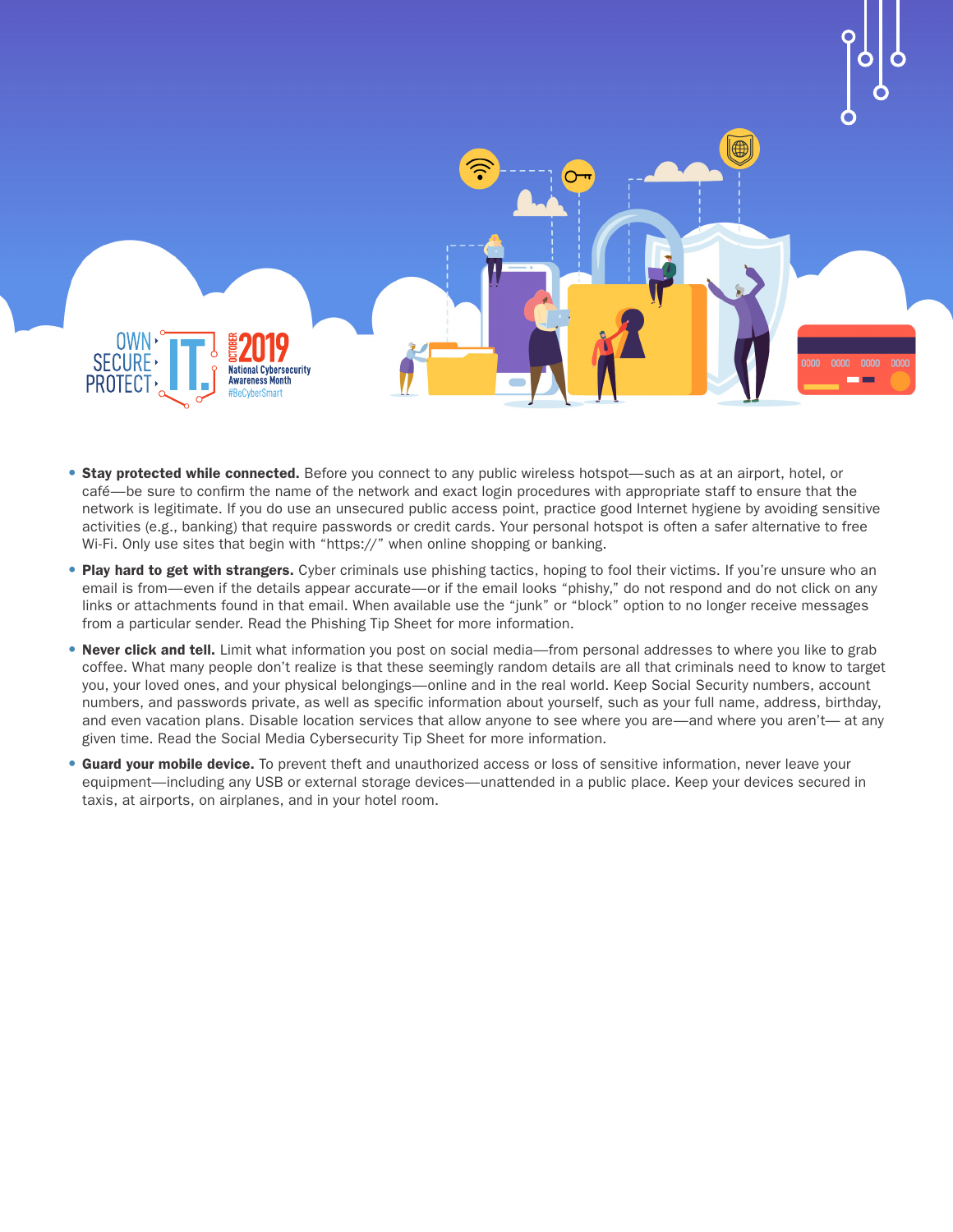OWN SECURE PROTECT IT. OCTOBER 2019 National Cybersecurity Awareness Month #BeCyberSmart

- **Stay protected while connected.** Before you connect to any public wireless hotspot—such as at an airport, hotel, or café—be sure to confirm the name of the network and exact login procedures with appropriate staff to ensure that the network is legitimate. If you do use an unsecured public access point, practice good Internet hygiene by avoiding sensitive activities (e.g., banking) that require passwords or credit cards. Your personal hotspot is often a safer alternative to free Wi-Fi. Only use sites that begin with "https://" when online shopping or banking.
- **Play hard to get with strangers.** Cyber criminals use phishing tactics, hoping to fool their victims. If you're unsure who an email is from—even if the details appear accurate—or if the email looks "phishy," do not respond and do not click on any links or attachments found in that email. When available use the "junk" or "block" option to no longer receive messages from a particular sender. Read the Phishing Tip Sheet for more information.
- **Never click and tell.** Limit what information you post on social media—from personal addresses to where you like to grab coffee. What many people don't realize is that these seemingly random details are all that criminals need to know to target you, your loved ones, and your physical belongings—online and in the real world. Keep Social Security numbers, account numbers, and passwords private, as well as specific information about yourself, such as your full name, address, birthday, and even vacation plans. Disable location services that allow anyone to see where you are—and where you aren't— at any given time. Read the Social Media Cybersecurity Tip Sheet for more information.
- **Guard your mobile device.** To prevent theft and unauthorized access or loss of sensitive information, never leave your equipment—including any USB or external storage devices—unattended in a public place. Keep your devices secured in taxis, at airports, on airplanes, and in your hotel room.